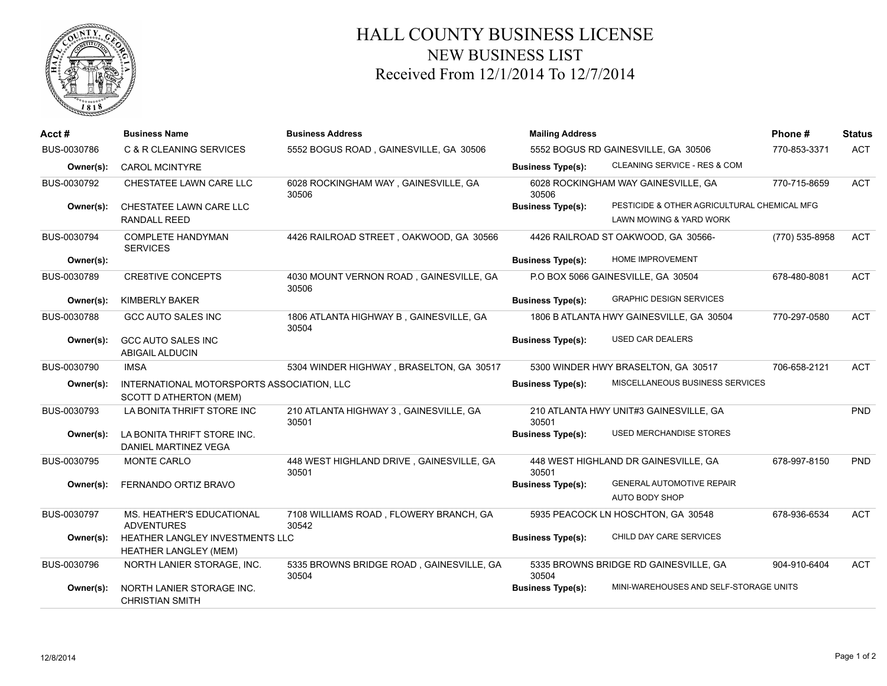# HALL COUNTY BUSINESS LICENSE
## NEW BUSINESS LIST
### Received From 12/1/2014 To 12/7/2014

| Acct # | Business Name | Business Address | Mailing Address | Phone # | Status |
|---|---|---|---|---|---|
| BUS-0030786 | C & R CLEANING SERVICES | 5552 BOGUS ROAD , GAINESVILLE, GA 30506 | 5552 BOGUS RD GAINESVILLE, GA 30506 | 770-853-3371 | ACT |
| Owner(s): | CAROL MCINTYRE | | Business Type(s): CLEANING SERVICE - RES & COM | | |
| BUS-0030792 | CHESTATEE LAWN CARE LLC | 6028 ROCKINGHAM WAY , GAINESVILLE, GA 30506 | 6028 ROCKINGHAM WAY GAINESVILLE, GA 30506 | 770-715-8659 | ACT |
| Owner(s): | CHESTATEE LAWN CARE LLC<br>RANDALL REED | | Business Type(s): PESTICIDE & OTHER AGRICULTURAL CHEMICAL MFG<br>LAWN MOWING & YARD WORK | | |
| BUS-0030794 | COMPLETE HANDYMAN SERVICES | 4426 RAILROAD STREET , OAKWOOD, GA 30566 | 4426 RAILROAD ST OAKWOOD, GA 30566- | (770) 535-8958 | ACT |
| Owner(s): | | | Business Type(s): HOME IMPROVEMENT | | |
| BUS-0030789 | CRE8TIVE CONCEPTS | 4030 MOUNT VERNON ROAD , GAINESVILLE, GA 30506 | P.O BOX 5066 GAINESVILLE, GA 30504 | 678-480-8081 | ACT |
| Owner(s): | KIMBERLY BAKER | | Business Type(s): GRAPHIC DESIGN SERVICES | | |
| BUS-0030788 | GCC AUTO SALES INC | 1806 ATLANTA HIGHWAY B , GAINESVILLE, GA 30504 | 1806 B ATLANTA HWY GAINESVILLE, GA 30504 | 770-297-0580 | ACT |
| Owner(s): | GCC AUTO SALES INC<br>ABIGAIL ALDUCIN | | Business Type(s): USED CAR DEALERS | | |
| BUS-0030790 | IMSA | 5304 WINDER HIGHWAY , BRASELTON, GA 30517 | 5300 WINDER HWY BRASELTON, GA 30517 | 706-658-2121 | ACT |
| Owner(s): | INTERNATIONAL MOTORSPORTS ASSOCIATION, LLC<br>SCOTT D ATHERTON (MEM) | | Business Type(s): MISCELLANEOUS BUSINESS SERVICES | | |
| BUS-0030793 | LA BONITA THRIFT STORE INC | 210 ATLANTA HIGHWAY 3 , GAINESVILLE, GA 30501 | 210 ATLANTA HWY UNIT#3 GAINESVILLE, GA 30501 | | PND |
| Owner(s): | LA BONITA THRIFT STORE INC.<br>DANIEL MARTINEZ VEGA | | Business Type(s): USED MERCHANDISE STORES | | |
| BUS-0030795 | MONTE CARLO | 448 WEST HIGHLAND DRIVE , GAINESVILLE, GA 30501 | 448 WEST HIGHLAND DR GAINESVILLE, GA 30501 | 678-997-8150 | PND |
| Owner(s): | FERNANDO ORTIZ BRAVO | | Business Type(s): GENERAL AUTOMOTIVE REPAIR<br>AUTO BODY SHOP | | |
| BUS-0030797 | MS. HEATHER'S EDUCATIONAL ADVENTURES | 7108 WILLIAMS ROAD , FLOWERY BRANCH, GA 30542 | 5935 PEACOCK LN HOSCHTON, GA 30548 | 678-936-6534 | ACT |
| Owner(s): | HEATHER LANGLEY INVESTMENTS LLC<br>HEATHER LANGLEY (MEM) | | Business Type(s): CHILD DAY CARE SERVICES | | |
| BUS-0030796 | NORTH LANIER STORAGE, INC. | 5335 BROWNS BRIDGE ROAD , GAINESVILLE, GA 30504 | 5335 BROWNS BRIDGE RD GAINESVILLE, GA 30504 | 904-910-6404 | ACT |
| Owner(s): | NORTH LANIER STORAGE INC.<br>CHRISTIAN SMITH | | Business Type(s): MINI-WAREHOUSES AND SELF-STORAGE UNITS | | |

12/8/2014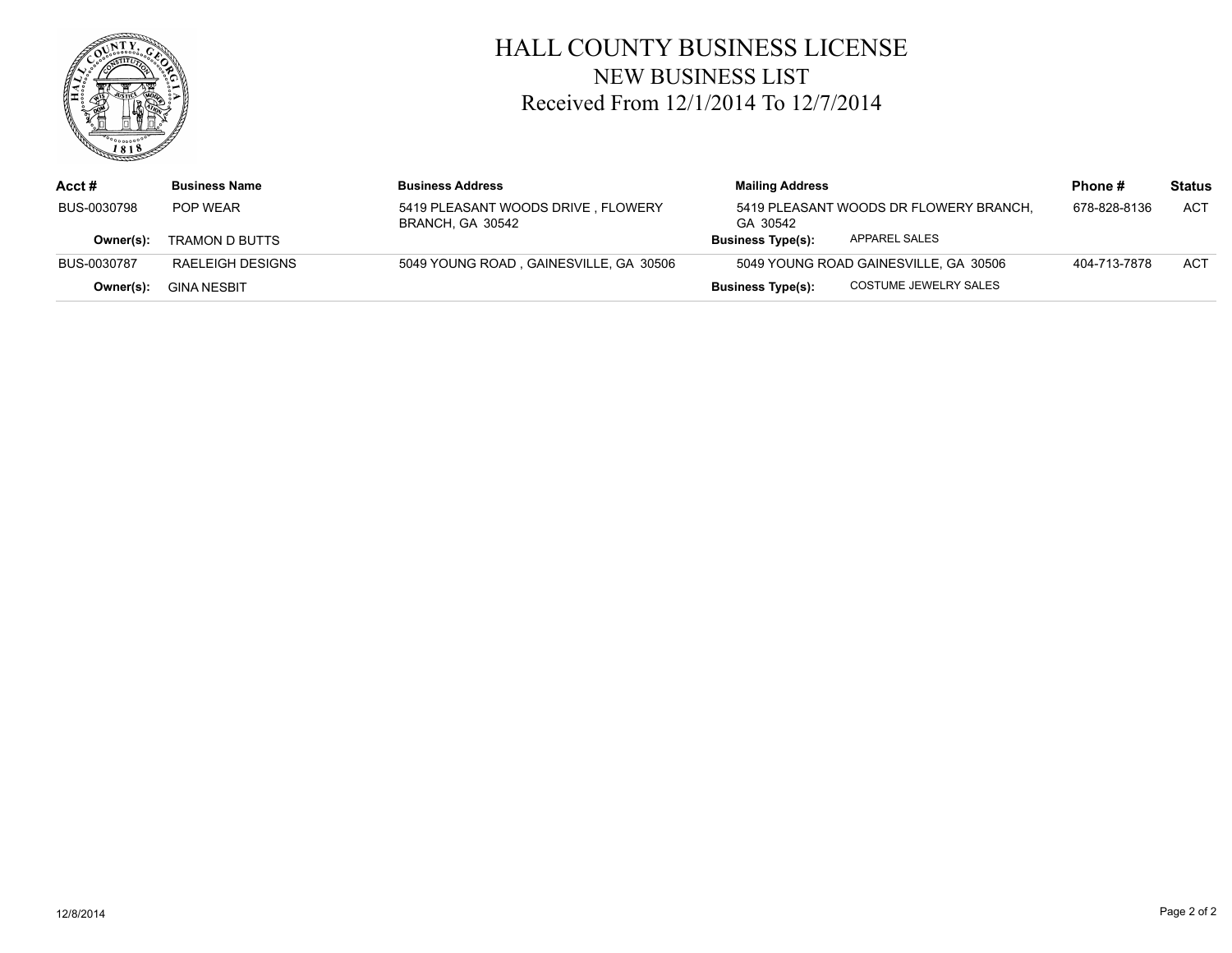# HALL COUNTY BUSINESS LICENSE
## NEW BUSINESS LIST
## Received From 12/1/2014 To 12/7/2014

| Acct # | Business Name | Business Address | Mailing Address | | Phone # | Status |
|---|---|---|---|---|---|---|
| BUS-0030798 | POP WEAR | 5419 PLEASANT WOODS DRIVE , FLOWERY BRANCH, GA 30542 | 5419 PLEASANT WOODS DR FLOWERY BRANCH, GA 30542 | | 678-828-8136 | ACT |
| **Owner(s):** | TRAMON D BUTTS | | **Business Type(s):** | APPAREL SALES | | |
| BUS-0030787 | RAELEIGH DESIGNS | 5049 YOUNG ROAD , GAINESVILLE, GA 30506 | 5049 YOUNG ROAD GAINESVILLE, GA 30506 | | 404-713-7878 | ACT |
| **Owner(s):** | GINA NESBIT | | **Business Type(s):** | COSTUME JEWELRY SALES | | |

12/8/2014